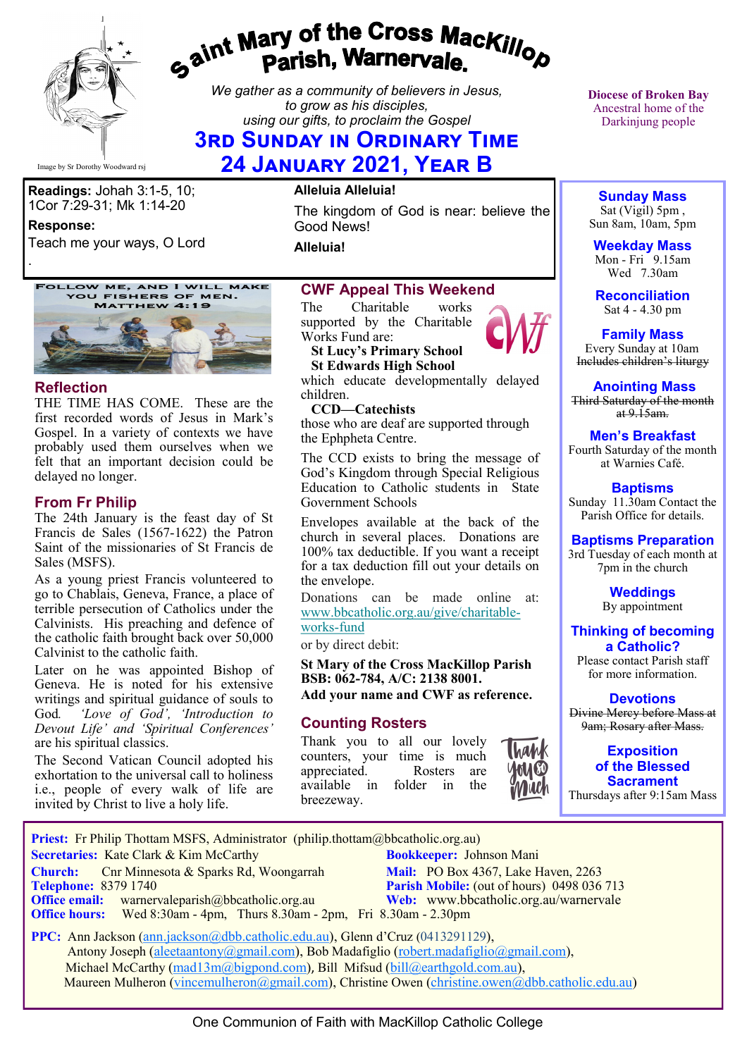# Saint Mary of the Cross MacKillop Parish, Warnervale.

*We gather as a community of believers in Jesus, to grow as his disciples, using our gifts, to proclaim the Gospel*

## 3rd Sunday in Ordinary Time
## 24 January 2021, Year B

Image by Sr Dorothy Woodward rsj

**Diocese of Broken Bay**
Ancestral home of the Darkinjung people

**Readings:** Johah 3:1-5, 10; 1Cor 7:29-31; Mk 1:14-20

**Response:**
Teach me your ways, O Lord

**Alleluia Alleluia!**
The kingdom of God is near: believe the Good News!
**Alleluia!**

FOLLOW ME, AND I WILL MAKE YOU FISHERS OF MEN. MATTHEW 4:19

## Reflection

THE TIME HAS COME. These are the first recorded words of Jesus in Mark's Gospel. In a variety of contexts we have probably used them ourselves when we felt that an important decision could be delayed no longer.

## From Fr Philip

The 24th January is the feast day of St Francis de Sales (1567-1622) the Patron Saint of the missionaries of St Francis de Sales (MSFS).

As a young priest Francis volunteered to go to Chablais, Geneva, France, a place of terrible persecution of Catholics under the Calvinists. His preaching and defence of the catholic faith brought back over 50,000 Calvinist to the catholic faith.

Later on he was appointed Bishop of Geneva. He is noted for his extensive writings and spiritual guidance of souls to God. *'Love of God', 'Introduction to Devout Life' and 'Spiritual Conferences'* are his spiritual classics.

The Second Vatican Council adopted his exhortation to the universal call to holiness i.e., people of every walk of life are invited by Christ to live a holy life.

## CWF Appeal This Weekend

The Charitable works supported by the Charitable Works Fund are:

**St Lucy's Primary School**
**St Edwards High School**
which educate developmentally delayed children.

**CCD—Catechists**
those who are deaf are supported through the Ephpheta Centre.

The CCD exists to bring the message of God's Kingdom through Special Religious Education to Catholic students in State Government Schools

Envelopes available at the back of the church in several places. Donations are 100% tax deductible. If you want a receipt for a tax deduction fill out your details on the envelope.

Donations can be made online at: www.bbcatholic.org.au/give/charitable-works-fund

or by direct debit:

**St Mary of the Cross MacKillop Parish**
**BSB: 062-784, A/C: 2138 8001.**
**Add your name and CWF as reference.**

## Counting Rosters

Thank you to all our lovely counters, your time is much appreciated. Rosters are available in folder in the breezeway.

### Sunday Mass
Sat (Vigil) 5pm ,
Sun 8am, 10am, 5pm

### Weekday Mass
Mon - Fri 9.15am
Wed 7.30am

### Reconciliation
Sat 4 - 4.30 pm

### Family Mass
Every Sunday at 10am
~~Includes children's liturgy~~

### Anointing Mass
~~Third Saturday of the month at 9.15am.~~

### Men's Breakfast
Fourth Saturday of the month at Warnies Café.

### Baptisms
Sunday 11.30am Contact the Parish Office for details.

### Baptisms Preparation
3rd Tuesday of each month at 7pm in the church

### Weddings
By appointment

### Thinking of becoming a Catholic?
Please contact Parish staff for more information.

### Devotions
~~Divine Mercy before Mass at 9am; Rosary after Mass.~~

### Exposition of the Blessed Sacrament
Thursdays after 9:15am Mass

---

**Priest:** Fr Philip Thottam MSFS, Administrator (philip.thottam@bbcatholic.org.au)
**Secretaries:** Kate Clark & Kim McCarthy
**Bookkeeper:** Johnson Mani
**Church:** Cnr Minnesota & Sparks Rd, Woongarrah
**Mail:** PO Box 4367, Lake Haven, 2263
**Telephone:** 8379 1740
**Parish Mobile:** (out of hours) 0498 036 713
**Office email:** warnervaleparish@bbcatholic.org.au
**Web:** www.bbcatholic.org.au/warnervale
**Office hours:** Wed 8:30am - 4pm, Thurs 8.30am - 2pm, Fri 8.30am - 2.30pm

**PPC:** Ann Jackson (ann.jackson@dbb.catholic.edu.au), Glenn d'Cruz (0413291129), Antony Joseph (aleetaantony@gmail.com), Bob Madafiglio (robert.madafiglio@gmail.com), Michael McCarthy (mad13m@bigpond.com), Bill Mifsud (bill@earthgold.com.au), Maureen Mulheron (vincemulheron@gmail.com), Christine Owen (christine.owen@dbb.catholic.edu.au)

One Communion of Faith with MacKillop Catholic College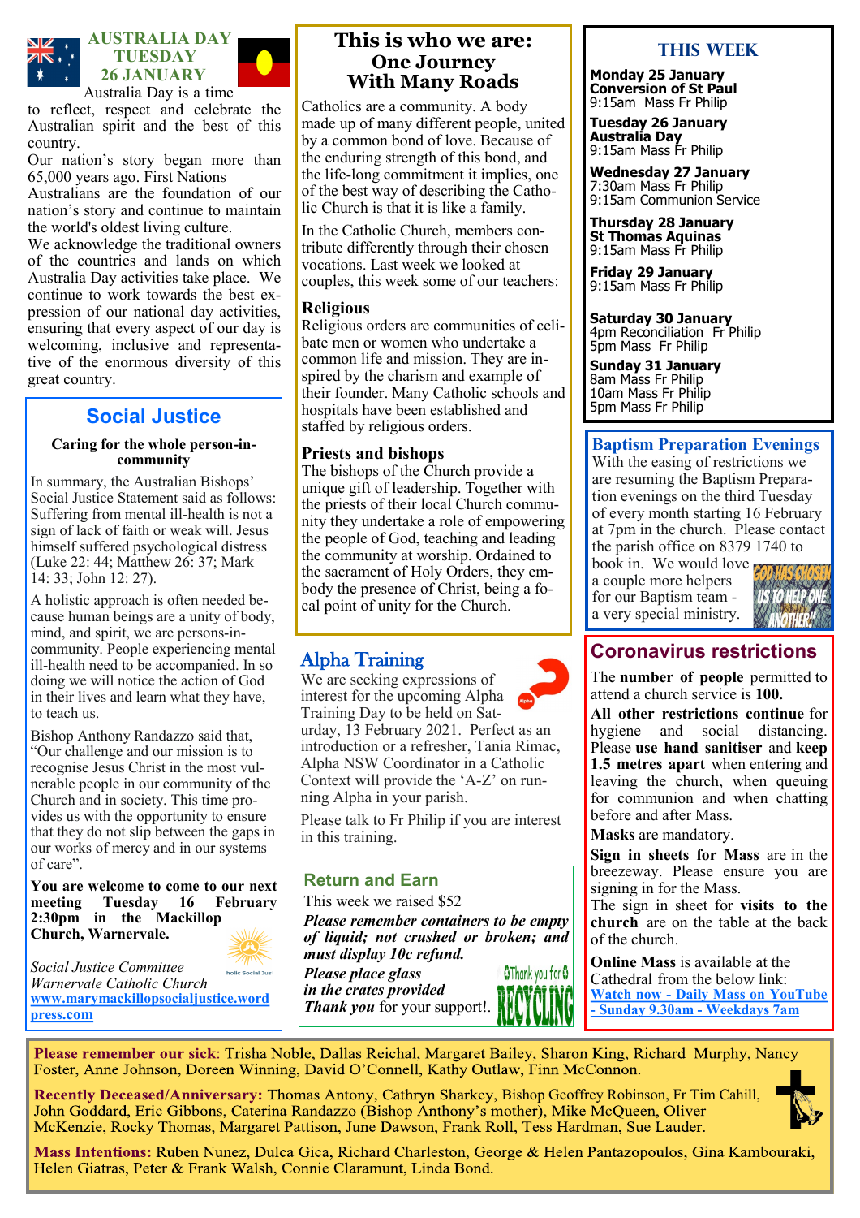## AUSTRALIA DAY TUESDAY 26 JANUARY

Australia Day is a time to reflect, respect and celebrate the Australian spirit and the best of this country.

Our nation's story began more than 65,000 years ago. First Nations Australians are the foundation of our nation's story and continue to maintain the world's oldest living culture.

We acknowledge the traditional owners of the countries and lands on which Australia Day activities take place. We continue to work towards the best expression of our national day activities, ensuring that every aspect of our day is welcoming, inclusive and representative of the enormous diversity of this great country.

## Social Justice

**Caring for the whole person-in-community**

In summary, the Australian Bishops' Social Justice Statement said as follows: Suffering from mental ill-health is not a sign of lack of faith or weak will. Jesus himself suffered psychological distress (Luke 22: 44; Matthew 26: 37; Mark 14: 33; John 12: 27).

A holistic approach is often needed because human beings are a unity of body, mind, and spirit, we are persons-in-community. People experiencing mental ill-health need to be accompanied. In so doing we will notice the action of God in their lives and learn what they have, to teach us.

Bishop Anthony Randazzo said that, "Our challenge and our mission is to recognise Jesus Christ in the most vulnerable people in our community of the Church and in society. This time provides us with the opportunity to ensure that they do not slip between the gaps in our works of mercy and in our systems of care".

**You are welcome to come to our next meeting Tuesday 16 February 2:30pm in the Mackillop Church, Warnervale.**

*Social Justice Committee*
*Warnervale Catholic Church*
**www.marymackillopsocialjustice.wordpress.com**

## This is who we are: One Journey With Many Roads

Catholics are a community. A body made up of many different people, united by a common bond of love. Because of the enduring strength of this bond, and the life-long commitment it implies, one of the best way of describing the Catholic Church is that it is like a family.

In the Catholic Church, members contribute differently through their chosen vocations. Last week we looked at couples, this week some of our teachers:

**Religious**
Religious orders are communities of celibate men or women who undertake a common life and mission. They are inspired by the charism and example of their founder. Many Catholic schools and hospitals have been established and staffed by religious orders.

**Priests and bishops**
The bishops of the Church provide a unique gift of leadership. Together with the priests of their local Church community they undertake a role of empowering the people of God, teaching and leading the community at worship. Ordained to the sacrament of Holy Orders, they embody the presence of Christ, being a focal point of unity for the Church.

## Alpha Training

We are seeking expressions of interest for the upcoming Alpha Training Day to be held on Saturday, 13 February 2021. Perfect as an introduction or a refresher, Tania Rimac, Alpha NSW Coordinator in a Catholic Context will provide the 'A-Z' on running Alpha in your parish.

Please talk to Fr Philip if you are interest in this training.

## Return and Earn

This week we raised $52

***Please remember containers to be empty of liquid; not crushed or broken; and must display 10c refund.***

***Please place glass in the crates provided***
***Thank you** for your support!.*

## THIS WEEK

**Monday 25 January**
**Conversion of St Paul**
9:15am Mass Fr Philip

**Tuesday 26 January**
**Australia Day**
9:15am Mass Fr Philip

**Wednesday 27 January**
7:30am Mass Fr Philip
9:15am Communion Service

**Thursday 28 January**
**St Thomas Aquinas**
9:15am Mass Fr Philip

**Friday 29 January**
9:15am Mass Fr Philip

**Saturday 30 January**
4pm Reconciliation Fr Philip
5pm Mass Fr Philip

**Sunday 31 January**
8am Mass Fr Philip
10am Mass Fr Philip
5pm Mass Fr Philip

## Baptism Preparation Evenings

With the easing of restrictions we are resuming the Baptism Preparation evenings on the third Tuesday of every month starting 16 February at 7pm in the church. Please contact the parish office on 8379 1740 to book in. We would love a couple more helpers for our Baptism team - a very special ministry.

## Coronavirus restrictions

The **number of people** permitted to attend a church service is **100.**

**All other restrictions continue** for hygiene and social distancing. Please **use hand sanitiser** and **keep 1.5 metres apart** when entering and leaving the church, when queuing for communion and when chatting before and after Mass.

**Masks** are mandatory.

**Sign in sheets for Mass** are in the breezeway. Please ensure you are signing in for the Mass.

The sign in sheet for **visits to the church** are on the table at the back of the church.

**Online Mass** is available at the Cathedral from the below link:
**Watch now - Daily Mass on YouTube - Sunday 9.30am - Weekdays 7am**

**Please remember our sick**: Trisha Noble, Dallas Reichal, Margaret Bailey, Sharon King, Richard Murphy, Nancy Foster, Anne Johnson, Doreen Winning, David O'Connell, Kathy Outlaw, Finn McConnon.

**Recently Deceased/Anniversary:** Thomas Antony, Cathryn Sharkey, Bishop Geoffrey Robinson, Fr Tim Cahill, John Goddard, Eric Gibbons, Caterina Randazzo (Bishop Anthony's mother), Mike McQueen, Oliver McKenzie, Rocky Thomas, Margaret Pattison, June Dawson, Frank Roll, Tess Hardman, Sue Lauder.

**Mass Intentions:** Ruben Nunez, Dulca Gica, Richard Charleston, George & Helen Pantazopoulos, Gina Kambouraki, Helen Giatras, Peter & Frank Walsh, Connie Claramunt, Linda Bond.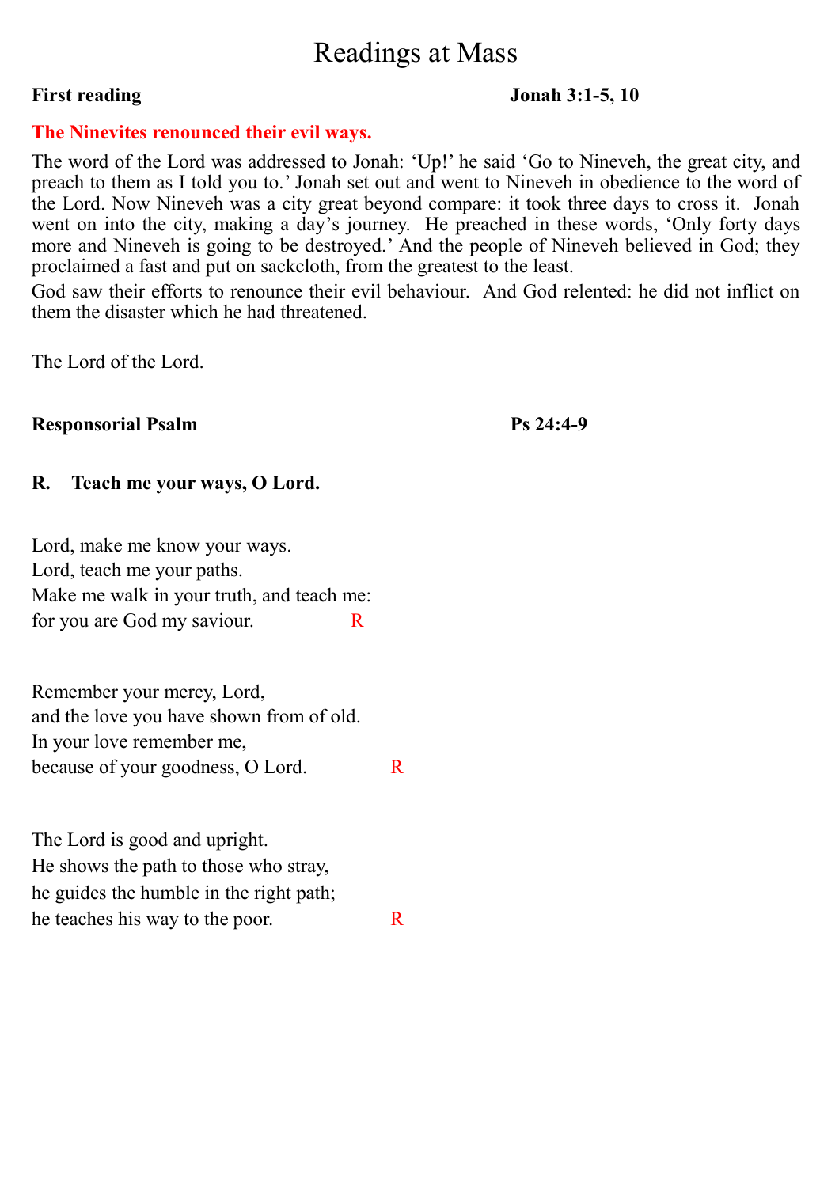# Readings at Mass

**First reading** **Jonah 3:1-5, 10**

**The Ninevites renounced their evil ways.**

The word of the Lord was addressed to Jonah: 'Up!' he said 'Go to Nineveh, the great city, and preach to them as I told you to.' Jonah set out and went to Nineveh in obedience to the word of the Lord. Now Nineveh was a city great beyond compare: it took three days to cross it. Jonah went on into the city, making a day's journey. He preached in these words, 'Only forty days more and Nineveh is going to be destroyed.' And the people of Nineveh believed in God; they proclaimed a fast and put on sackcloth, from the greatest to the least.

God saw their efforts to renounce their evil behaviour. And God relented: he did not inflict on them the disaster which he had threatened.

The Lord of the Lord.

**Responsorial Psalm** **Ps 24:4-9**

**R. Teach me your ways, O Lord.**

Lord, make me know your ways.
Lord, teach me your paths.
Make me walk in your truth, and teach me:
for you are God my saviour. R

Remember your mercy, Lord,
and the love you have shown from of old.
In your love remember me,
because of your goodness, O Lord. R

The Lord is good and upright.
He shows the path to those who stray,
he guides the humble in the right path;
he teaches his way to the poor. R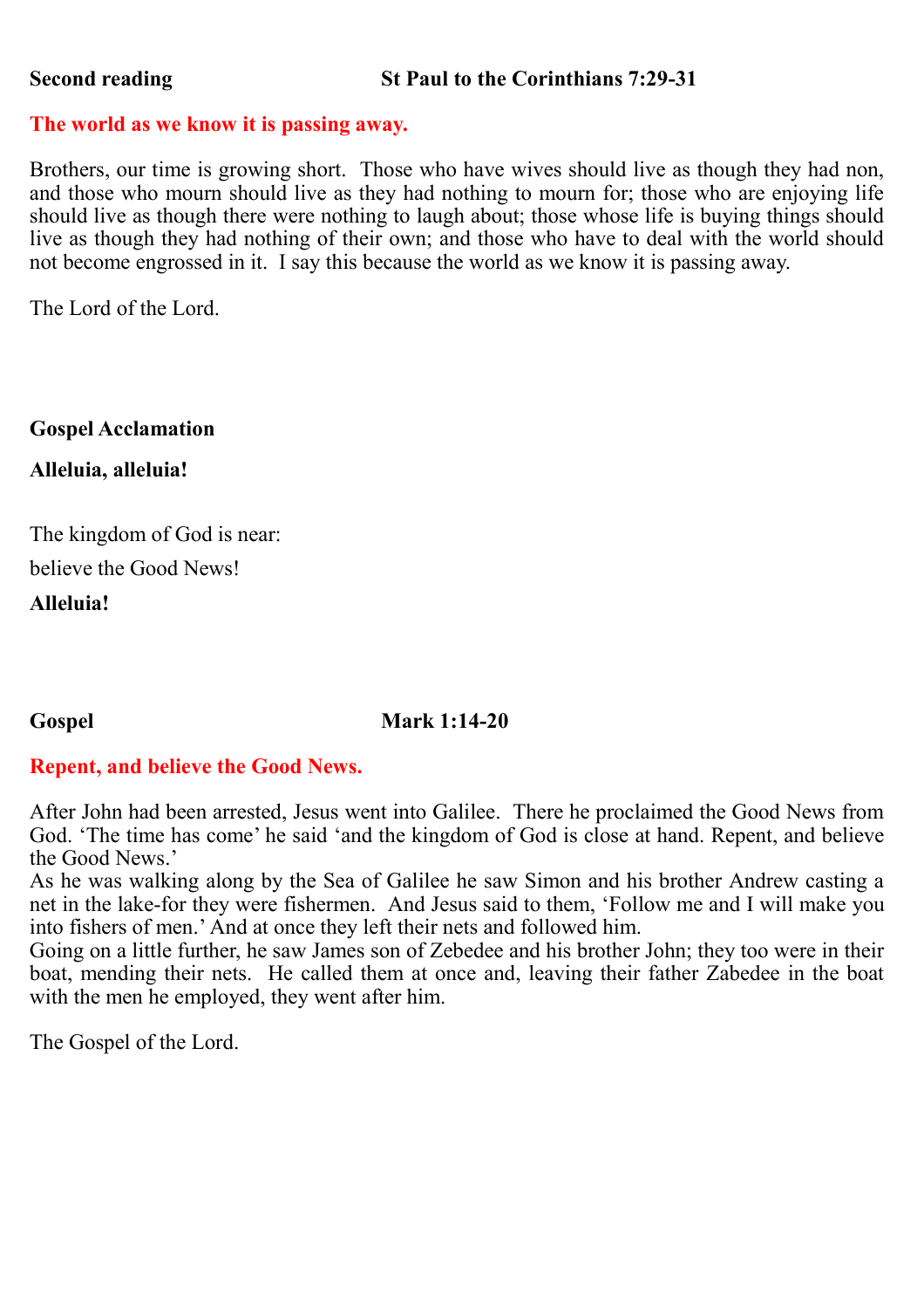**Second reading** **St Paul to the Corinthians 7:29-31**

**The world as we know it is passing away.**

Brothers, our time is growing short. Those who have wives should live as though they had non, and those who mourn should live as they had nothing to mourn for; those who are enjoying life should live as though there were nothing to laugh about; those whose life is buying things should live as though they had nothing of their own; and those who have to deal with the world should not become engrossed in it. I say this because the world as we know it is passing away.

The Lord of the Lord.

**Gospel Acclamation**

**Alleluia, alleluia!**

The kingdom of God is near:

believe the Good News!

**Alleluia!**

**Gospel** **Mark 1:14-20**

**Repent, and believe the Good News.**

After John had been arrested, Jesus went into Galilee. There he proclaimed the Good News from God. 'The time has come' he said 'and the kingdom of God is close at hand. Repent, and believe the Good News.'

As he was walking along by the Sea of Galilee he saw Simon and his brother Andrew casting a net in the lake-for they were fishermen. And Jesus said to them, 'Follow me and I will make you into fishers of men.' And at once they left their nets and followed him.

Going on a little further, he saw James son of Zebedee and his brother John; they too were in their boat, mending their nets. He called them at once and, leaving their father Zabedee in the boat with the men he employed, they went after him.

The Gospel of the Lord.